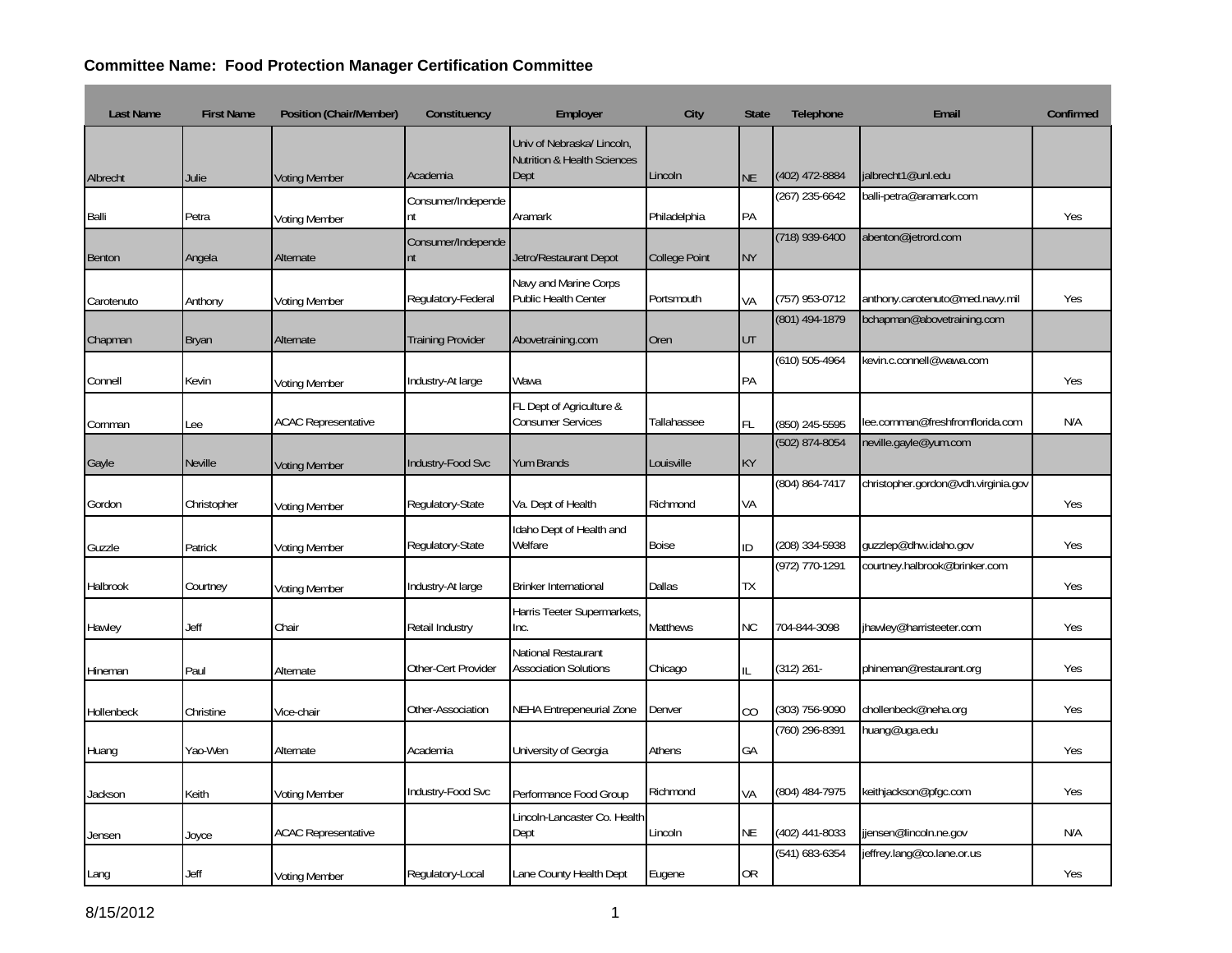**Committee Name: Food Protection Manager Certification Committee**

| Last Name | First Name | Position (Chair/Member) | Constituency | Employer | City | State | Telephone | Email | Confirmed |
|---|---|---|---|---|---|---|---|---|---|
| Albrecht | Julie | Voting Member | Academia | Univ of Nebraska/ Lincoln, Nutrition & Health Sciences Dept | Lincoln | NE | (402) 472-8884 | jalbrecht1@unl.edu | |
| Balli | Petra | Voting Member | Consumer/Independent | Aramark | Philadelphia | PA | (267) 235-6642 | balli-petra@aramark.com | Yes |
| Benton | Angela | Alternate | Consumer/Independent | Jetro/Restaurant Depot | College Point | NY | (718) 939-6400 | abenton@jetrord.com | |
| Carotenuto | Anthony | Voting Member | Regulatory-Federal | Navy and Marine Corps Public Health Center | Portsmouth | VA | (757) 953-0712 | anthony.carotenuto@med.navy.mil | Yes |
| Chapman | Bryan | Alternate | Training Provider | Abovetraining.com | Oren | UT | (801) 494-1879 | bchapman@abovetraining.com | |
| Connell | Kevin | Voting Member | Industry-At large | Wawa | | PA | (610) 505-4964 | kevin.c.connell@wawa.com | Yes |
| Cornman | Lee | ACAC Representative | | FL Dept of Agriculture & Consumer Services | Tallahassee | FL | (850) 245-5595 | lee.cornman@freshfromflorida.com | N/A |
| Gayle | Neville | Voting Member | Industry-Food Svc | Yum Brands | Louisville | KY | (502) 874-8054 | neville.gayle@yum.com | |
| Gordon | Christopher | Voting Member | Regulatory-State | Va. Dept of Health | Richmond | VA | (804) 864-7417 | christopher.gordon@vdh.virginia.gov | Yes |
| Guzzle | Patrick | Voting Member | Regulatory-State | Idaho Dept of Health and Welfare | Boise | ID | (208) 334-5938 | guzzlep@dhw.idaho.gov | Yes |
| Halbrook | Courtney | Voting Member | Industry-At large | Brinker International | Dallas | TX | (972) 770-1291 | courtney.halbrook@brinker.com | Yes |
| Hawley | Jeff | Chair | Retail Industry | Harris Teeter Supermarkets, Inc. | Matthews | NC | 704-844-3098 | jhawley@harristeeter.com | Yes |
| Hineman | Paul | Alternate | Other-Cert Provider | National Restaurant Association Solutions | Chicago | IL | (312) 261- | phineman@restaurant.org | Yes |
| Hollenbeck | Christine | Vice-chair | Other-Association | NEHA Entrepeneurial Zone | Denver | CO | (303) 756-9090 | chollenbeck@neha.org | Yes |
| Huang | Yao-Wen | Alternate | Academia | University of Georgia | Athens | GA | (760) 296-8391 | huang@uga.edu | Yes |
| Jackson | Keith | Voting Member | Industry-Food Svc | Performance Food Group | Richmond | VA | (804) 484-7975 | keithjackson@pfgc.com | Yes |
| Jensen | Joyce | ACAC Representative | | Lincoln-Lancaster Co. Health Dept | Lincoln | NE | (402) 441-8033 | jjensen@lincoln.ne.gov | N/A |
| Lang | Jeff | Voting Member | Regulatory-Local | Lane County Health Dept | Eugene | OR | (541) 683-6354 | jeffrey.lang@co.lane.or.us | Yes |

8/15/2012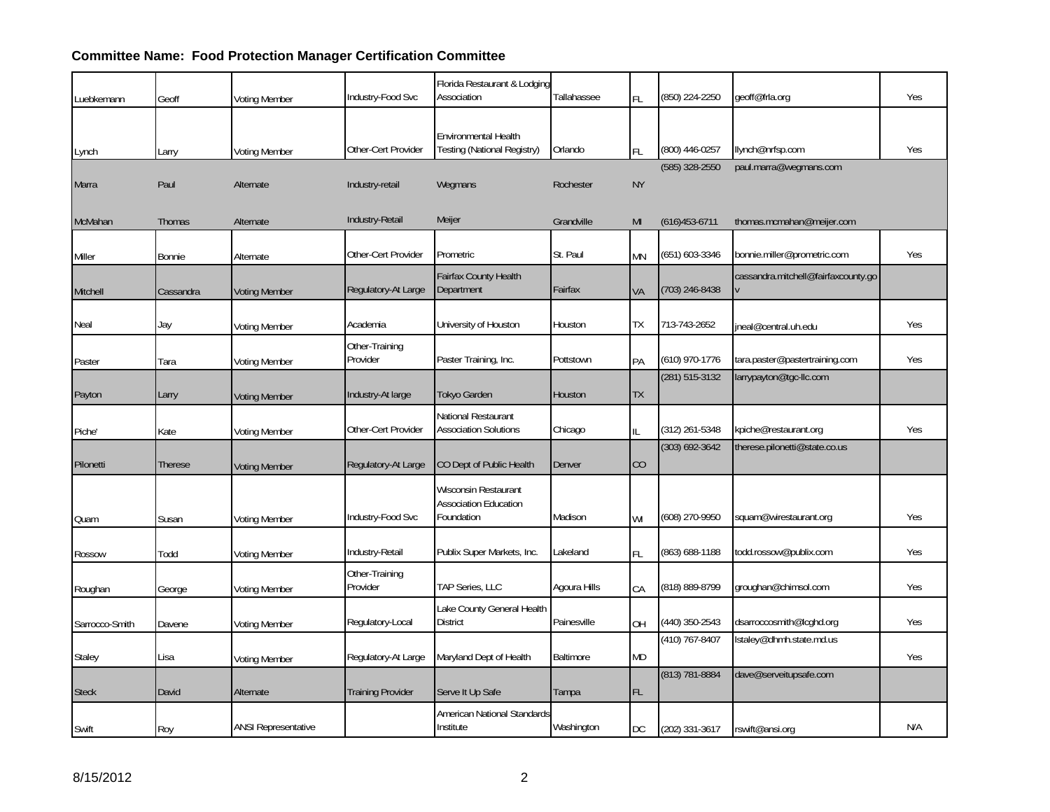**Committee Name: Food Protection Manager Certification Committee**

| | | | | | | | | | |
|---|---|---|---|---|---|---|---|---|---|
| Luebkemann | Geoff | Voting Member | Industry-Food Svc | Florida Restaurant & Lodging Association | Tallahassee | FL | (850) 224-2250 | geoff@frla.org | Yes |
| Lynch | Larry | Voting Member | Other-Cert Provider | Environmental Health Testing (National Registry) | Orlando | FL | (800) 446-0257 | llynch@nrfsp.com | Yes |
| Marra | Paul | Alternate | Industry-retail | Wegmans | Rochester | NY | (585) 328-2550 | paul.marra@wegmans.com | |
| McMahan | Thomas | Alternate | Industry-Retail | Meijer | Grandville | MI | (616)453-6711 | thomas.mcmahan@meijer.com | |
| Miller | Bonnie | Alternate | Other-Cert Provider | Prometric | St. Paul | MN | (651) 603-3346 | bonnie.miller@prometric.com | Yes |
| Mitchell | Cassandra | Voting Member | Regulatory-At Large | Fairfax County Health Department | Fairfax | VA | (703) 246-8438 | cassandra.mitchell@fairfaxcounty.gov | |
| Neal | Jay | Voting Member | Academia | University of Houston | Houston | TX | 713-743-2652 | jneal@central.uh.edu | Yes |
| Paster | Tara | Voting Member | Other-Training Provider | Paster Training, Inc. | Pottstown | PA | (610) 970-1776 | tara.paster@pastertraining.com | Yes |
| Payton | Larry | Voting Member | Industry-At large | Tokyo Garden | Houston | TX | (281) 515-3132 | larrypayton@tgc-llc.com | |
| Piche' | Kate | Voting Member | Other-Cert Provider | National Restaurant Association Solutions | Chicago | IL | (312) 261-5348 | kpiche@restaurant.org | Yes |
| Pilonetti | Therese | Voting Member | Regulatory-At Large | CO Dept of Public Health | Denver | CO | (303) 692-3642 | therese.pilonetti@state.co.us | |
| Quam | Susan | Voting Member | Industry-Food Svc | Wisconsin Restaurant Association Education Foundation | Madison | WI | (608) 270-9950 | squam@wirestaurant.org | Yes |
| Rossow | Todd | Voting Member | Industry-Retail | Publix Super Markets, Inc. | Lakeland | FL | (863) 688-1188 | todd.rossow@publix.com | Yes |
| Roughan | George | Voting Member | Other-Training Provider | TAP Series, LLC | Agoura Hills | CA | (818) 889-8799 | groughan@chimsol.com | Yes |
| Sarrocco-Smith | Davene | Voting Member | Regulatory-Local | Lake County General Health District | Painesville | OH | (440) 350-2543 | dsarroccosmith@lcghd.org | Yes |
| Staley | Lisa | Voting Member | Regulatory-At Large | Maryland Dept of Health | Baltimore | MD | (410) 767-8407 | lstaley@dhmh.state.md.us | Yes |
| Steck | David | Alternate | Training Provider | Serve It Up Safe | Tampa | FL | (813) 781-8884 | dave@serveitupsafe.com | |
| Swift | Roy | ANSI Representative | | American National Standards Institute | Washington | DC | (202) 331-3617 | rswift@ansi.org | N/A |

8/15/2012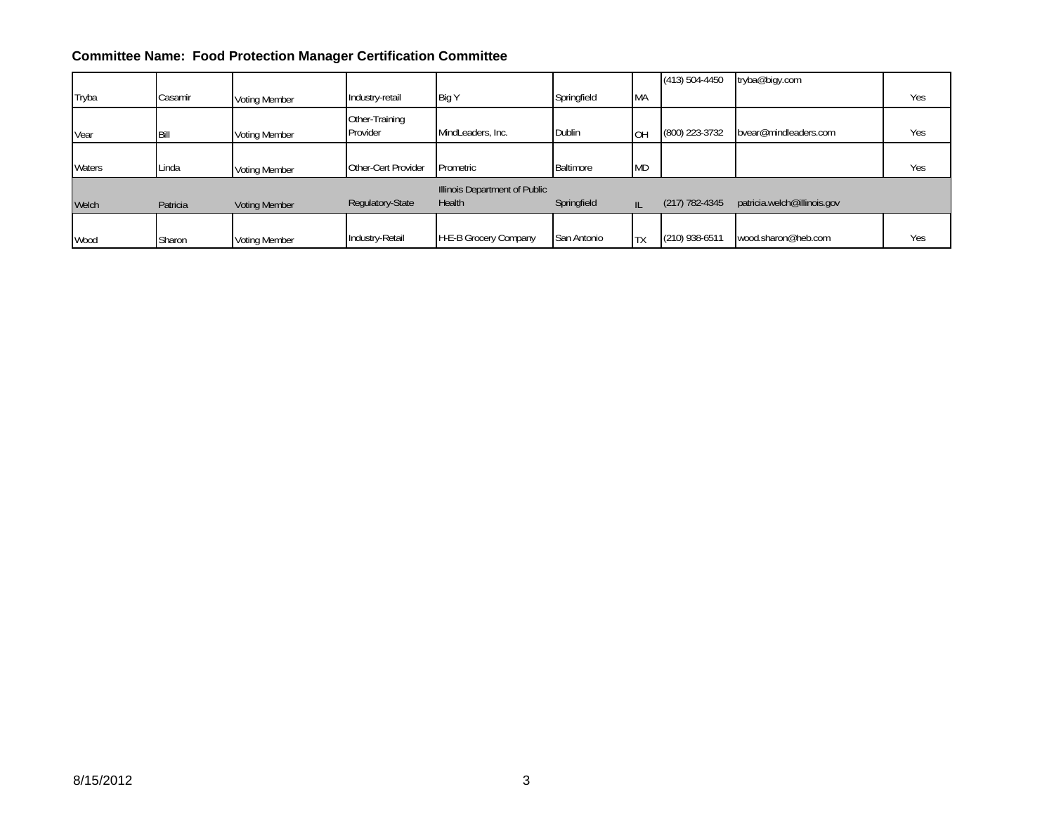**Committee Name: Food Protection Manager Certification Committee**

| | | | | | | | | | |
|---|---|---|---|---|---|---|---|---|---|
| Tryba | Casamir | Voting Member | Industry-retail | Big Y | Springfield | MA | (413) 504-4450 | tryba@bigy.com | Yes |
| Vear | Bill | Voting Member | Other-Training Provider | MindLeaders, Inc. | Dublin | OH | (800) 223-3732 | bvear@mindleaders.com | Yes |
| Waters | Linda | Voting Member | Other-Cert Provider | Prometric | Baltimore | MD | | | Yes |
| Welch | Patricia | Voting Member | Regulatory-State | Illinois Department of Public Health | Springfield | IL | (217) 782-4345 | patricia.welch@illinois.gov | |
| Wood | Sharon | Voting Member | Industry-Retail | H-E-B Grocery Company | San Antonio | TX | (210) 938-6511 | wood.sharon@heb.com | Yes |

8/15/2012